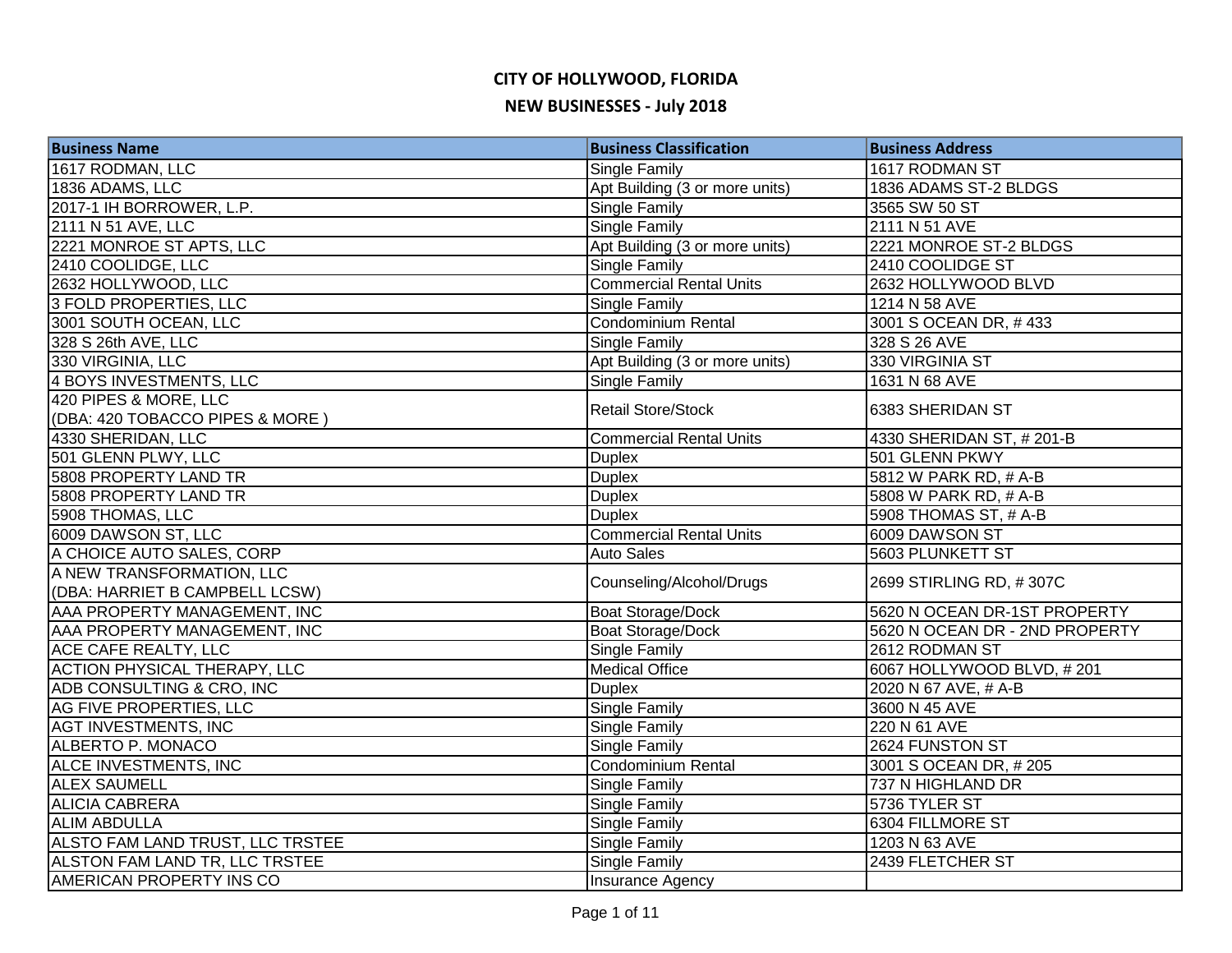# CITY OF HOLLYWOOD, FLORIDA

## NEW BUSINESSES - July 2018

| Business Name | Business Classification | Business Address |
|---|---|---|
| 1617 RODMAN, LLC | Single Family | 1617 RODMAN ST |
| 1836 ADAMS, LLC | Apt Building (3 or more units) | 1836 ADAMS ST-2 BLDGS |
| 2017-1 IH BORROWER, L.P. | Single Family | 3565 SW 50 ST |
| 2111 N 51 AVE, LLC | Single Family | 2111 N 51 AVE |
| 2221 MONROE ST APTS, LLC | Apt Building (3 or more units) | 2221 MONROE ST-2 BLDGS |
| 2410 COOLIDGE, LLC | Single Family | 2410 COOLIDGE ST |
| 2632 HOLLYWOOD, LLC | Commercial Rental Units | 2632 HOLLYWOOD BLVD |
| 3 FOLD PROPERTIES, LLC | Single Family | 1214 N 58 AVE |
| 3001 SOUTH OCEAN, LLC | Condominium Rental | 3001 S OCEAN DR, # 433 |
| 328 S 26th AVE, LLC | Single Family | 328 S 26 AVE |
| 330 VIRGINIA, LLC | Apt Building (3 or more units) | 330 VIRGINIA ST |
| 4 BOYS INVESTMENTS, LLC | Single Family | 1631 N 68 AVE |
| 420 PIPES & MORE, LLC (DBA: 420 TOBACCO PIPES & MORE ) | Retail Store/Stock | 6383 SHERIDAN ST |
| 4330 SHERIDAN, LLC | Commercial Rental Units | 4330 SHERIDAN ST, # 201-B |
| 501 GLENN PLWY, LLC | Duplex | 501 GLENN PKWY |
| 5808 PROPERTY LAND TR | Duplex | 5812 W PARK RD, # A-B |
| 5808 PROPERTY LAND TR | Duplex | 5808 W PARK RD, # A-B |
| 5908 THOMAS, LLC | Duplex | 5908 THOMAS ST, # A-B |
| 6009 DAWSON ST, LLC | Commercial Rental Units | 6009 DAWSON ST |
| A CHOICE AUTO SALES, CORP | Auto Sales | 5603 PLUNKETT ST |
| A NEW TRANSFORMATION, LLC (DBA: HARRIET B CAMPBELL LCSW) | Counseling/Alcohol/Drugs | 2699 STIRLING RD, # 307C |
| AAA PROPERTY MANAGEMENT, INC | Boat Storage/Dock | 5620 N OCEAN DR-1ST PROPERTY |
| AAA PROPERTY MANAGEMENT, INC | Boat Storage/Dock | 5620 N OCEAN DR - 2ND PROPERTY |
| ACE CAFE REALTY, LLC | Single Family | 2612 RODMAN ST |
| ACTION PHYSICAL THERAPY, LLC | Medical Office | 6067 HOLLYWOOD BLVD, # 201 |
| ADB CONSULTING & CRO, INC | Duplex | 2020 N 67 AVE, # A-B |
| AG FIVE PROPERTIES, LLC | Single Family | 3600 N 45 AVE |
| AGT INVESTMENTS, INC | Single Family | 220 N 61 AVE |
| ALBERTO P. MONACO | Single Family | 2624 FUNSTON ST |
| ALCE INVESTMENTS, INC | Condominium Rental | 3001 S OCEAN DR, # 205 |
| ALEX SAUMELL | Single Family | 737 N HIGHLAND DR |
| ALICIA CABRERA | Single Family | 5736 TYLER ST |
| ALIM ABDULLA | Single Family | 6304 FILLMORE ST |
| ALSTO FAM LAND TRUST, LLC TRSTEE | Single Family | 1203 N 63 AVE |
| ALSTON FAM LAND TR, LLC TRSTEE | Single Family | 2439 FLETCHER ST |
| AMERICAN PROPERTY INS CO | Insurance Agency | |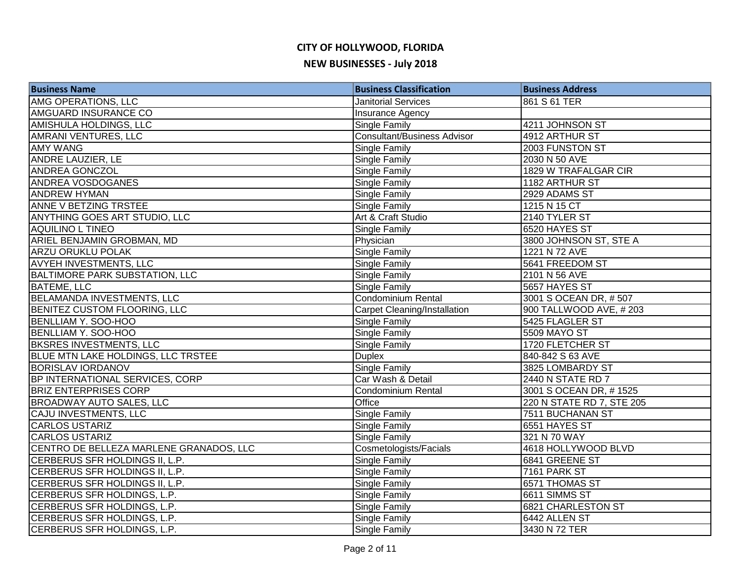# CITY OF HOLLYWOOD, FLORIDA

## NEW BUSINESSES - July 2018

| Business Name | Business Classification | Business Address |
| --- | --- | --- |
| AMG OPERATIONS, LLC | Janitorial Services | 861 S 61 TER |
| AMGUARD INSURANCE CO | Insurance Agency | |
| AMISHULA HOLDINGS, LLC | Single Family | 4211 JOHNSON ST |
| AMRANI VENTURES, LLC | Consultant/Business Advisor | 4912 ARTHUR ST |
| AMY WANG | Single Family | 2003 FUNSTON ST |
| ANDRE LAUZIER, LE | Single Family | 2030 N 50 AVE |
| ANDREA GONCZOL | Single Family | 1829 W TRAFALGAR CIR |
| ANDREA VOSDOGANES | Single Family | 1182 ARTHUR ST |
| ANDREW HYMAN | Single Family | 2929 ADAMS ST |
| ANNE V BETZING TRSTEE | Single Family | 1215 N 15 CT |
| ANYTHING GOES ART STUDIO, LLC | Art & Craft Studio | 2140 TYLER ST |
| AQUILINO L TINEO | Single Family | 6520 HAYES ST |
| ARIEL BENJAMIN GROBMAN, MD | Physician | 3800 JOHNSON ST, STE A |
| ARZU ORUKLU POLAK | Single Family | 1221 N 72 AVE |
| AVYEH INVESTMENTS, LLC | Single Family | 5641 FREEDOM ST |
| BALTIMORE PARK SUBSTATION, LLC | Single Family | 2101 N 56 AVE |
| BATEME, LLC | Single Family | 5657 HAYES ST |
| BELAMANDA INVESTMENTS, LLC | Condominium Rental | 3001 S OCEAN DR, # 507 |
| BENITEZ CUSTOM FLOORING, LLC | Carpet Cleaning/Installation | 900 TALLWOOD AVE, # 203 |
| BENLLIAM Y. SOO-HOO | Single Family | 5425 FLAGLER ST |
| BENLLIAM Y. SOO-HOO | Single Family | 5509 MAYO ST |
| BKSRES INVESTMENTS, LLC | Single Family | 1720 FLETCHER ST |
| BLUE MTN LAKE HOLDINGS, LLC TRSTEE | Duplex | 840-842 S 63 AVE |
| BORISLAV IORDANOV | Single Family | 3825 LOMBARDY ST |
| BP INTERNATIONAL SERVICES, CORP | Car Wash & Detail | 2440 N STATE RD 7 |
| BRIZ ENTERPRISES CORP | Condominium Rental | 3001 S OCEAN DR, # 1525 |
| BROADWAY AUTO SALES, LLC | Office | 220 N STATE RD 7, STE 205 |
| CAJU INVESTMENTS, LLC | Single Family | 7511 BUCHANAN ST |
| CARLOS USTARIZ | Single Family | 6551 HAYES ST |
| CARLOS USTARIZ | Single Family | 321 N 70 WAY |
| CENTRO DE BELLEZA MARLENE GRANADOS, LLC | Cosmetologists/Facials | 4618 HOLLYWOOD BLVD |
| CERBERUS SFR HOLDINGS II, L.P. | Single Family | 6841 GREENE ST |
| CERBERUS SFR HOLDINGS II, L.P. | Single Family | 7161 PARK ST |
| CERBERUS SFR HOLDINGS II, L.P. | Single Family | 6571 THOMAS ST |
| CERBERUS SFR HOLDINGS, L.P. | Single Family | 6611 SIMMS ST |
| CERBERUS SFR HOLDINGS, L.P. | Single Family | 6821 CHARLESTON ST |
| CERBERUS SFR HOLDINGS, L.P. | Single Family | 6442 ALLEN ST |
| CERBERUS SFR HOLDINGS, L.P. | Single Family | 3430 N 72 TER |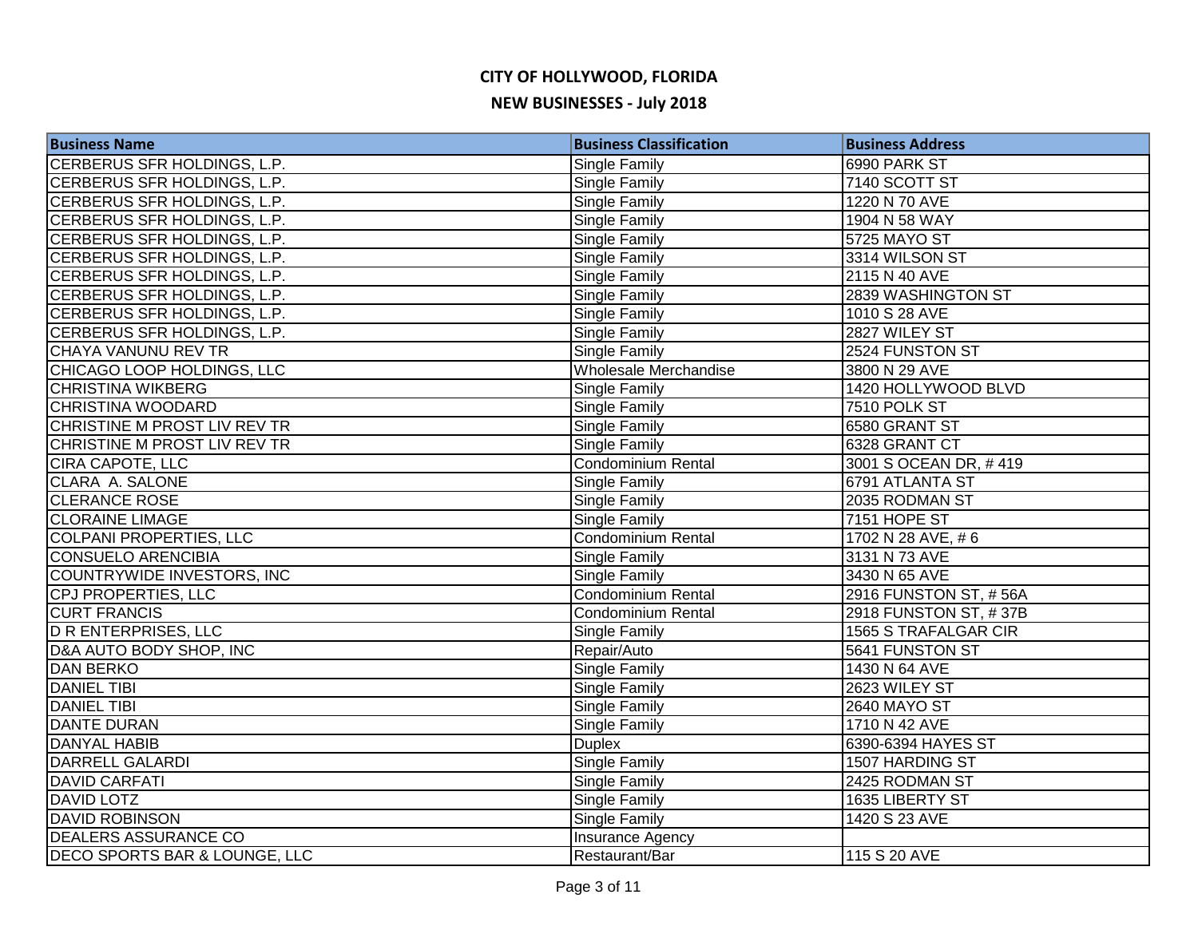# CITY OF HOLLYWOOD, FLORIDA

## NEW BUSINESSES - July 2018

| Business Name | Business Classification | Business Address |
|---|---|---|
| CERBERUS SFR HOLDINGS, L.P. | Single Family | 6990 PARK ST |
| CERBERUS SFR HOLDINGS, L.P. | Single Family | 7140 SCOTT ST |
| CERBERUS SFR HOLDINGS, L.P. | Single Family | 1220 N 70 AVE |
| CERBERUS SFR HOLDINGS, L.P. | Single Family | 1904 N 58 WAY |
| CERBERUS SFR HOLDINGS, L.P. | Single Family | 5725 MAYO ST |
| CERBERUS SFR HOLDINGS, L.P. | Single Family | 3314 WILSON ST |
| CERBERUS SFR HOLDINGS, L.P. | Single Family | 2115 N 40 AVE |
| CERBERUS SFR HOLDINGS, L.P. | Single Family | 2839 WASHINGTON ST |
| CERBERUS SFR HOLDINGS, L.P. | Single Family | 1010 S 28 AVE |
| CERBERUS SFR HOLDINGS, L.P. | Single Family | 2827 WILEY ST |
| CHAYA VANUNU REV TR | Single Family | 2524 FUNSTON ST |
| CHICAGO LOOP HOLDINGS, LLC | Wholesale Merchandise | 3800 N 29 AVE |
| CHRISTINA WIKBERG | Single Family | 1420 HOLLYWOOD BLVD |
| CHRISTINA WOODARD | Single Family | 7510 POLK ST |
| CHRISTINE M PROST LIV REV TR | Single Family | 6580 GRANT ST |
| CHRISTINE M PROST LIV REV TR | Single Family | 6328 GRANT CT |
| CIRA CAPOTE, LLC | Condominium Rental | 3001 S OCEAN DR, # 419 |
| CLARA A. SALONE | Single Family | 6791 ATLANTA ST |
| CLERANCE ROSE | Single Family | 2035 RODMAN ST |
| CLORAINE LIMAGE | Single Family | 7151 HOPE ST |
| COLPANI PROPERTIES, LLC | Condominium Rental | 1702 N 28 AVE, # 6 |
| CONSUELO ARENCIBIA | Single Family | 3131 N 73 AVE |
| COUNTRYWIDE INVESTORS, INC | Single Family | 3430 N 65 AVE |
| CPJ PROPERTIES, LLC | Condominium Rental | 2916 FUNSTON ST, # 56A |
| CURT FRANCIS | Condominium Rental | 2918 FUNSTON ST, # 37B |
| D R ENTERPRISES, LLC | Single Family | 1565 S TRAFALGAR CIR |
| D&A AUTO BODY SHOP, INC | Repair/Auto | 5641 FUNSTON ST |
| DAN BERKO | Single Family | 1430 N 64 AVE |
| DANIEL TIBI | Single Family | 2623 WILEY ST |
| DANIEL TIBI | Single Family | 2640 MAYO ST |
| DANTE DURAN | Single Family | 1710 N 42 AVE |
| DANYAL HABIB | Duplex | 6390-6394 HAYES ST |
| DARRELL GALARDI | Single Family | 1507 HARDING ST |
| DAVID CARFATI | Single Family | 2425 RODMAN ST |
| DAVID LOTZ | Single Family | 1635 LIBERTY ST |
| DAVID ROBINSON | Single Family | 1420 S 23 AVE |
| DEALERS ASSURANCE CO | Insurance Agency | |
| DECO SPORTS BAR & LOUNGE, LLC | Restaurant/Bar | 115 S 20 AVE |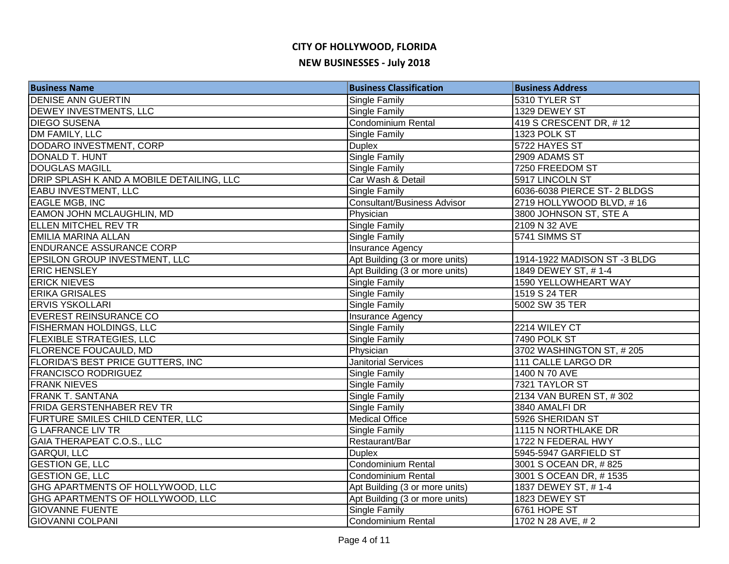# CITY OF HOLLYWOOD, FLORIDA

## NEW BUSINESSES - July 2018

| Business Name | Business Classification | Business Address |
|---|---|---|
| DENISE ANN GUERTIN | Single Family | 5310 TYLER ST |
| DEWEY INVESTMENTS, LLC | Single Family | 1329 DEWEY ST |
| DIEGO SUSENA | Condominium Rental | 419 S CRESCENT DR, # 12 |
| DM FAMILY, LLC | Single Family | 1323 POLK ST |
| DODARO INVESTMENT, CORP | Duplex | 5722 HAYES ST |
| DONALD T. HUNT | Single Family | 2909 ADAMS ST |
| DOUGLAS MAGILL | Single Family | 7250 FREEDOM ST |
| DRIP SPLASH K AND A MOBILE DETAILING, LLC | Car Wash & Detail | 5917 LINCOLN ST |
| EABU INVESTMENT, LLC | Single Family | 6036-6038 PIERCE ST- 2 BLDGS |
| EAGLE MGB, INC | Consultant/Business Advisor | 2719 HOLLYWOOD BLVD, # 16 |
| EAMON JOHN MCLAUGHLIN, MD | Physician | 3800 JOHNSON ST, STE A |
| ELLEN MITCHEL REV TR | Single Family | 2109 N 32 AVE |
| EMILIA MARINA ALLAN | Single Family | 5741 SIMMS ST |
| ENDURANCE ASSURANCE CORP | Insurance Agency | |
| EPSILON GROUP INVESTMENT, LLC | Apt Building (3 or more units) | 1914-1922 MADISON ST -3 BLDG |
| ERIC HENSLEY | Apt Building (3 or more units) | 1849 DEWEY ST, # 1-4 |
| ERICK NIEVES | Single Family | 1590 YELLOWHEART WAY |
| ERIKA GRISALES | Single Family | 1519 S 24 TER |
| ERVIS YSKOLLARI | Single Family | 5002 SW 35 TER |
| EVEREST REINSURANCE CO | Insurance Agency | |
| FISHERMAN HOLDINGS, LLC | Single Family | 2214 WILEY CT |
| FLEXIBLE STRATEGIES, LLC | Single Family | 7490 POLK ST |
| FLORENCE FOUCAULD, MD | Physician | 3702 WASHINGTON ST, # 205 |
| FLORIDA'S BEST PRICE GUTTERS, INC | Janitorial Services | 111 CALLE LARGO DR |
| FRANCISCO RODRIGUEZ | Single Family | 1400 N 70 AVE |
| FRANK NIEVES | Single Family | 7321 TAYLOR ST |
| FRANK T. SANTANA | Single Family | 2134 VAN BUREN ST, # 302 |
| FRIDA GERSTENHABER REV TR | Single Family | 3840 AMALFI DR |
| FURTURE SMILES CHILD CENTER, LLC | Medical Office | 5926 SHERIDAN ST |
| G LAFRANCE LIV TR | Single Family | 1115 N NORTHLAKE DR |
| GAIA THERAPEAT C.O.S., LLC | Restaurant/Bar | 1722 N FEDERAL HWY |
| GARQUI, LLC | Duplex | 5945-5947 GARFIELD ST |
| GESTION GE, LLC | Condominium Rental | 3001 S OCEAN DR, # 825 |
| GESTION GE, LLC | Condominium Rental | 3001 S OCEAN DR, # 1535 |
| GHG APARTMENTS OF HOLLYWOOD, LLC | Apt Building (3 or more units) | 1837 DEWEY ST, # 1-4 |
| GHG APARTMENTS OF HOLLYWOOD, LLC | Apt Building (3 or more units) | 1823 DEWEY ST |
| GIOVANNE FUENTE | Single Family | 6761 HOPE ST |
| GIOVANNI COLPANI | Condominium Rental | 1702 N 28 AVE, # 2 |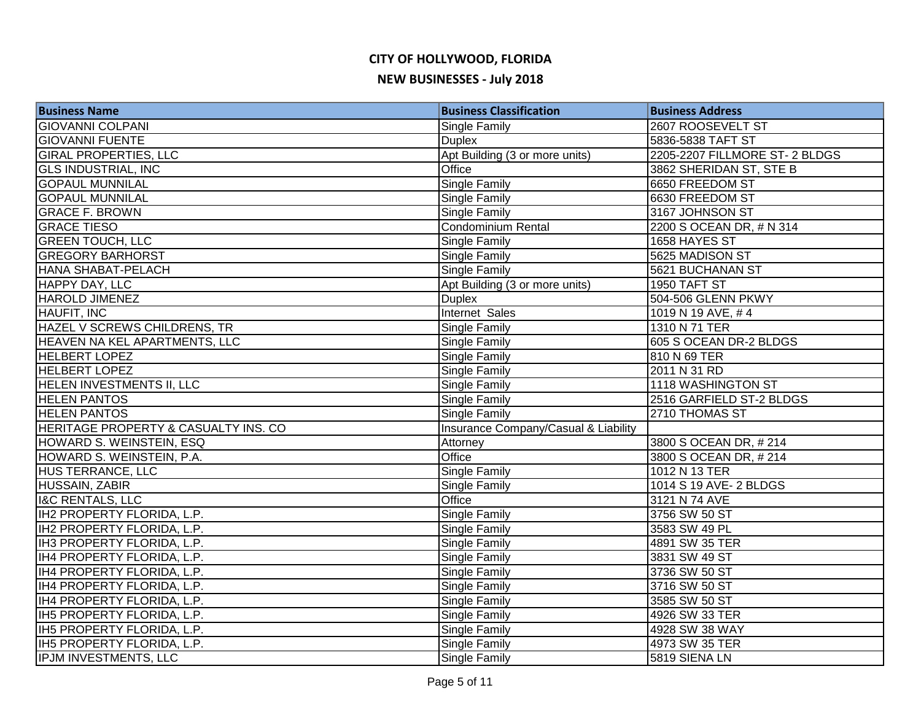# CITY OF HOLLYWOOD, FLORIDA

## NEW BUSINESSES - July 2018

| Business Name | Business Classification | Business Address |
|---|---|---|
| GIOVANNI COLPANI | Single Family | 2607 ROOSEVELT ST |
| GIOVANNI FUENTE | Duplex | 5836-5838 TAFT ST |
| GIRAL PROPERTIES, LLC | Apt Building (3 or more units) | 2205-2207 FILLMORE ST- 2 BLDGS |
| GLS INDUSTRIAL, INC | Office | 3862 SHERIDAN ST, STE B |
| GOPAUL MUNNILAL | Single Family | 6650 FREEDOM ST |
| GOPAUL MUNNILAL | Single Family | 6630 FREEDOM ST |
| GRACE F. BROWN | Single Family | 3167 JOHNSON ST |
| GRACE TIESO | Condominium Rental | 2200 S OCEAN DR, # N 314 |
| GREEN TOUCH, LLC | Single Family | 1658 HAYES ST |
| GREGORY BARHORST | Single Family | 5625 MADISON ST |
| HANA SHABAT-PELACH | Single Family | 5621 BUCHANAN ST |
| HAPPY DAY, LLC | Apt Building (3 or more units) | 1950 TAFT ST |
| HAROLD JIMENEZ | Duplex | 504-506 GLENN PKWY |
| HAUFIT, INC | Internet Sales | 1019 N 19 AVE, # 4 |
| HAZEL V SCREWS CHILDRENS, TR | Single Family | 1310 N 71 TER |
| HEAVEN NA KEL APARTMENTS, LLC | Single Family | 605 S OCEAN DR-2 BLDGS |
| HELBERT LOPEZ | Single Family | 810 N 69 TER |
| HELBERT LOPEZ | Single Family | 2011 N 31 RD |
| HELEN INVESTMENTS II, LLC | Single Family | 1118 WASHINGTON ST |
| HELEN PANTOS | Single Family | 2516 GARFIELD ST-2 BLDGS |
| HELEN PANTOS | Single Family | 2710 THOMAS ST |
| HERITAGE PROPERTY & CASUALTY INS. CO | Insurance Company/Casual & Liability | |
| HOWARD S. WEINSTEIN, ESQ | Attorney | 3800 S OCEAN DR, # 214 |
| HOWARD S. WEINSTEIN, P.A. | Office | 3800 S OCEAN DR, # 214 |
| HUS TERRANCE, LLC | Single Family | 1012 N 13 TER |
| HUSSAIN, ZABIR | Single Family | 1014 S 19 AVE- 2 BLDGS |
| I&C RENTALS, LLC | Office | 3121 N 74 AVE |
| IH2 PROPERTY FLORIDA, L.P. | Single Family | 3756 SW 50 ST |
| IH2 PROPERTY FLORIDA, L.P. | Single Family | 3583 SW 49 PL |
| IH3 PROPERTY FLORIDA, L.P. | Single Family | 4891 SW 35 TER |
| IH4 PROPERTY FLORIDA, L.P. | Single Family | 3831 SW 49 ST |
| IH4 PROPERTY FLORIDA, L.P. | Single Family | 3736 SW 50 ST |
| IH4 PROPERTY FLORIDA, L.P. | Single Family | 3716 SW 50 ST |
| IH4 PROPERTY FLORIDA, L.P. | Single Family | 3585 SW 50 ST |
| IH5 PROPERTY FLORIDA, L.P. | Single Family | 4926 SW 33 TER |
| IH5 PROPERTY FLORIDA, L.P. | Single Family | 4928 SW 38 WAY |
| IH5 PROPERTY FLORIDA, L.P. | Single Family | 4973 SW 35 TER |
| IPJM INVESTMENTS, LLC | Single Family | 5819 SIENA LN |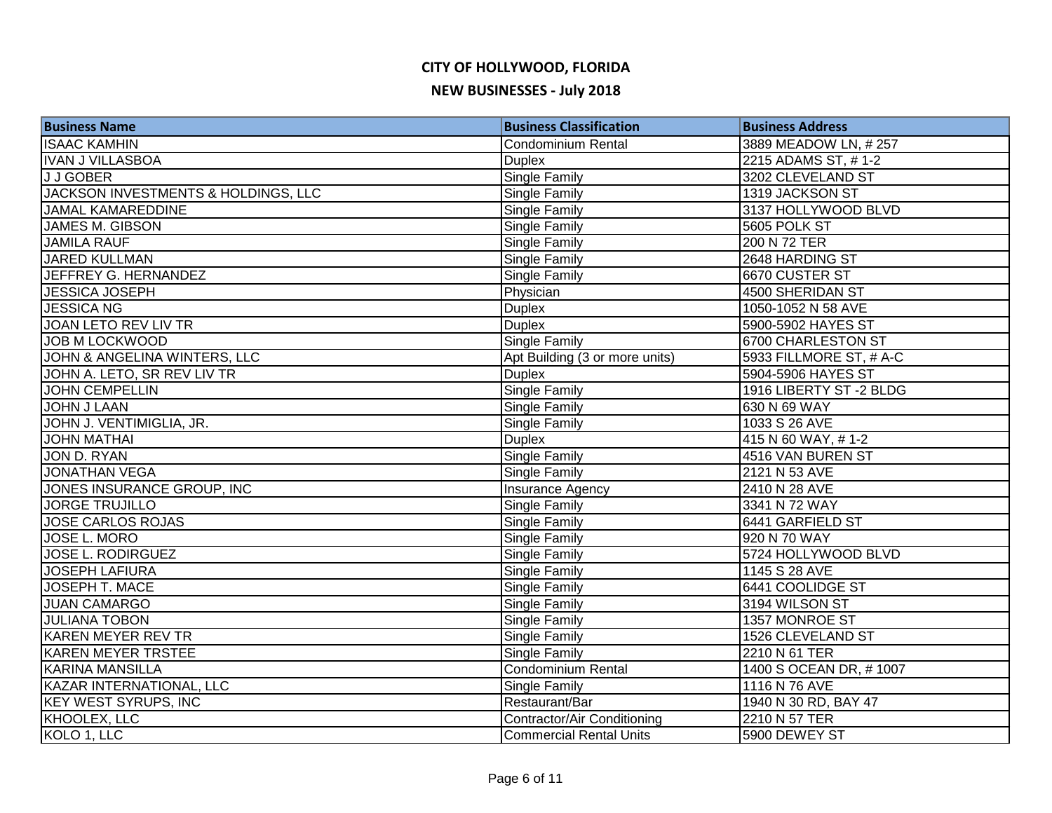# CITY OF HOLLYWOOD, FLORIDA

## NEW BUSINESSES - July 2018

| Business Name | Business Classification | Business Address |
|---|---|---|
| ISAAC KAMHIN | Condominium Rental | 3889 MEADOW LN, # 257 |
| IVAN J VILLASBOA | Duplex | 2215 ADAMS ST, # 1-2 |
| J J GOBER | Single Family | 3202 CLEVELAND ST |
| JACKSON INVESTMENTS & HOLDINGS, LLC | Single Family | 1319 JACKSON ST |
| JAMAL KAMAREDDINE | Single Family | 3137 HOLLYWOOD BLVD |
| JAMES M. GIBSON | Single Family | 5605 POLK ST |
| JAMILA RAUF | Single Family | 200 N 72 TER |
| JARED KULLMAN | Single Family | 2648 HARDING ST |
| JEFFREY G. HERNANDEZ | Single Family | 6670 CUSTER ST |
| JESSICA JOSEPH | Physician | 4500 SHERIDAN ST |
| JESSICA NG | Duplex | 1050-1052 N 58 AVE |
| JOAN LETO REV LIV TR | Duplex | 5900-5902 HAYES ST |
| JOB M LOCKWOOD | Single Family | 6700 CHARLESTON ST |
| JOHN & ANGELINA WINTERS, LLC | Apt Building (3 or more units) | 5933 FILLMORE ST, # A-C |
| JOHN A. LETO, SR REV LIV TR | Duplex | 5904-5906 HAYES ST |
| JOHN CEMPELLIN | Single Family | 1916 LIBERTY ST -2 BLDG |
| JOHN J LAAN | Single Family | 630 N 69 WAY |
| JOHN J. VENTIMIGLIA, JR. | Single Family | 1033 S 26 AVE |
| JOHN MATHAI | Duplex | 415 N 60 WAY, # 1-2 |
| JON D. RYAN | Single Family | 4516 VAN BUREN ST |
| JONATHAN VEGA | Single Family | 2121 N 53 AVE |
| JONES INSURANCE GROUP, INC | Insurance Agency | 2410 N 28 AVE |
| JORGE TRUJILLO | Single Family | 3341 N 72 WAY |
| JOSE CARLOS ROJAS | Single Family | 6441 GARFIELD ST |
| JOSE L. MORO | Single Family | 920 N 70 WAY |
| JOSE L. RODIRGUEZ | Single Family | 5724 HOLLYWOOD BLVD |
| JOSEPH LAFIURA | Single Family | 1145 S 28 AVE |
| JOSEPH T. MACE | Single Family | 6441 COOLIDGE ST |
| JUAN CAMARGO | Single Family | 3194 WILSON ST |
| JULIANA TOBON | Single Family | 1357 MONROE ST |
| KAREN MEYER REV TR | Single Family | 1526 CLEVELAND ST |
| KAREN MEYER TRSTEE | Single Family | 2210 N 61 TER |
| KARINA MANSILLA | Condominium Rental | 1400 S OCEAN DR, # 1007 |
| KAZAR INTERNATIONAL, LLC | Single Family | 1116 N 76 AVE |
| KEY WEST SYRUPS, INC | Restaurant/Bar | 1940 N 30 RD, BAY 47 |
| KHOOLEX, LLC | Contractor/Air Conditioning | 2210 N 57 TER |
| KOLO 1, LLC | Commercial Rental Units | 5900 DEWEY ST |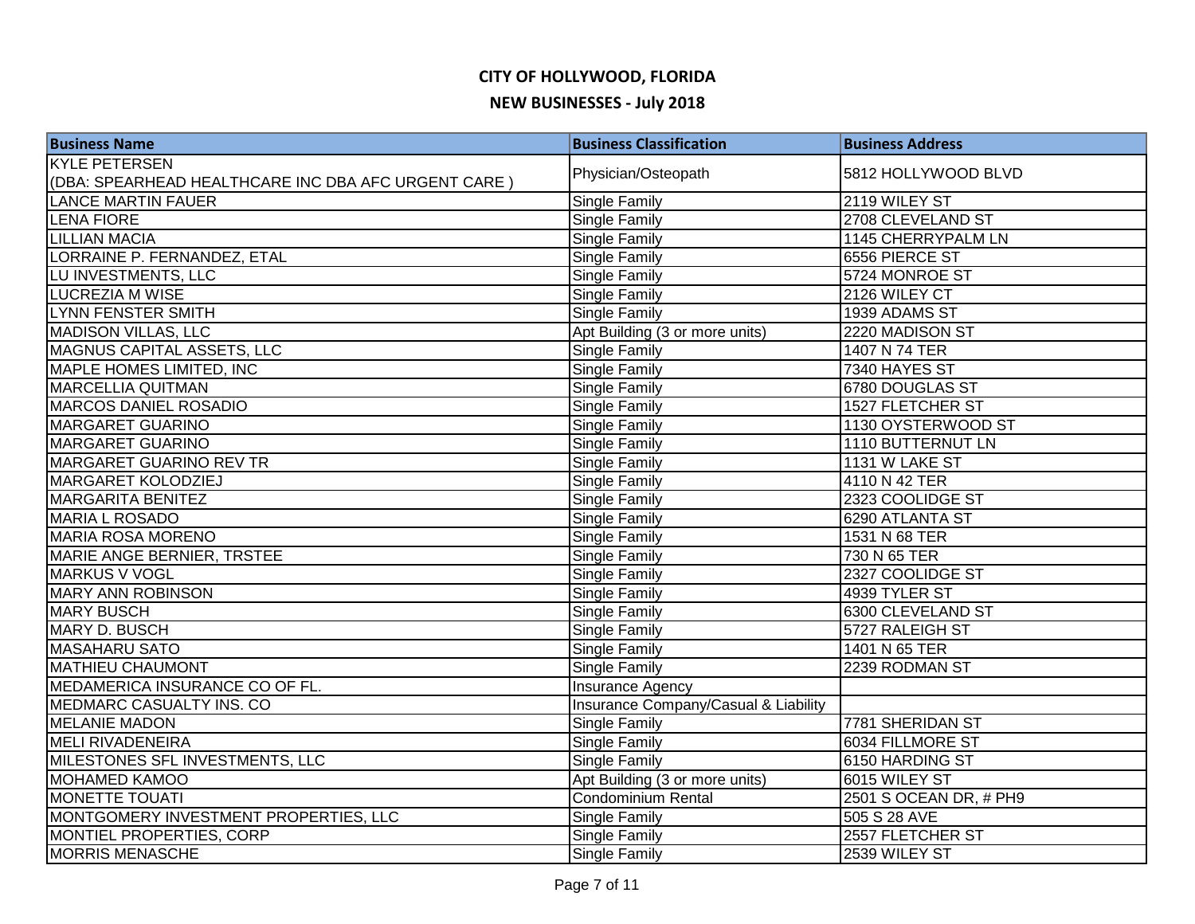# CITY OF HOLLYWOOD, FLORIDA

## NEW BUSINESSES - July 2018

| Business Name | Business Classification | Business Address |
|---|---|---|
| KYLE PETERSEN (DBA: SPEARHEAD HEALTHCARE INC DBA AFC URGENT CARE ) | Physician/Osteopath | 5812 HOLLYWOOD BLVD |
| LANCE MARTIN FAUER | Single Family | 2119 WILEY ST |
| LENA FIORE | Single Family | 2708 CLEVELAND ST |
| LILLIAN MACIA | Single Family | 1145 CHERRYPALM LN |
| LORRAINE P. FERNANDEZ, ETAL | Single Family | 6556 PIERCE ST |
| LU INVESTMENTS, LLC | Single Family | 5724 MONROE ST |
| LUCREZIA M WISE | Single Family | 2126 WILEY CT |
| LYNN FENSTER SMITH | Single Family | 1939 ADAMS ST |
| MADISON VILLAS, LLC | Apt Building (3 or more units) | 2220 MADISON ST |
| MAGNUS CAPITAL ASSETS, LLC | Single Family | 1407 N 74 TER |
| MAPLE HOMES LIMITED, INC | Single Family | 7340 HAYES ST |
| MARCELLIA QUITMAN | Single Family | 6780 DOUGLAS ST |
| MARCOS DANIEL ROSADIO | Single Family | 1527 FLETCHER ST |
| MARGARET GUARINO | Single Family | 1130 OYSTERWOOD ST |
| MARGARET GUARINO | Single Family | 1110 BUTTERNUT LN |
| MARGARET GUARINO REV TR | Single Family | 1131 W LAKE ST |
| MARGARET KOLODZIEJ | Single Family | 4110 N 42 TER |
| MARGARITA BENITEZ | Single Family | 2323 COOLIDGE ST |
| MARIA L ROSADO | Single Family | 6290 ATLANTA ST |
| MARIA ROSA MORENO | Single Family | 1531 N 68 TER |
| MARIE ANGE BERNIER, TRSTEE | Single Family | 730 N 65 TER |
| MARKUS V VOGL | Single Family | 2327 COOLIDGE ST |
| MARY ANN ROBINSON | Single Family | 4939 TYLER ST |
| MARY BUSCH | Single Family | 6300 CLEVELAND ST |
| MARY D. BUSCH | Single Family | 5727 RALEIGH ST |
| MASAHARU SATO | Single Family | 1401 N 65 TER |
| MATHIEU CHAUMONT | Single Family | 2239 RODMAN ST |
| MEDAMERICA INSURANCE CO OF FL. | Insurance Agency | |
| MEDMARC CASUALTY INS. CO | Insurance Company/Casual & Liability | |
| MELANIE MADON | Single Family | 7781 SHERIDAN ST |
| MELI RIVADENEIRA | Single Family | 6034 FILLMORE ST |
| MILESTONES SFL INVESTMENTS, LLC | Single Family | 6150 HARDING ST |
| MOHAMED KAMOO | Apt Building (3 or more units) | 6015 WILEY ST |
| MONETTE TOUATI | Condominium Rental | 2501 S OCEAN DR, # PH9 |
| MONTGOMERY INVESTMENT PROPERTIES, LLC | Single Family | 505 S 28 AVE |
| MONTIEL PROPERTIES, CORP | Single Family | 2557 FLETCHER ST |
| MORRIS MENASCHE | Single Family | 2539 WILEY ST |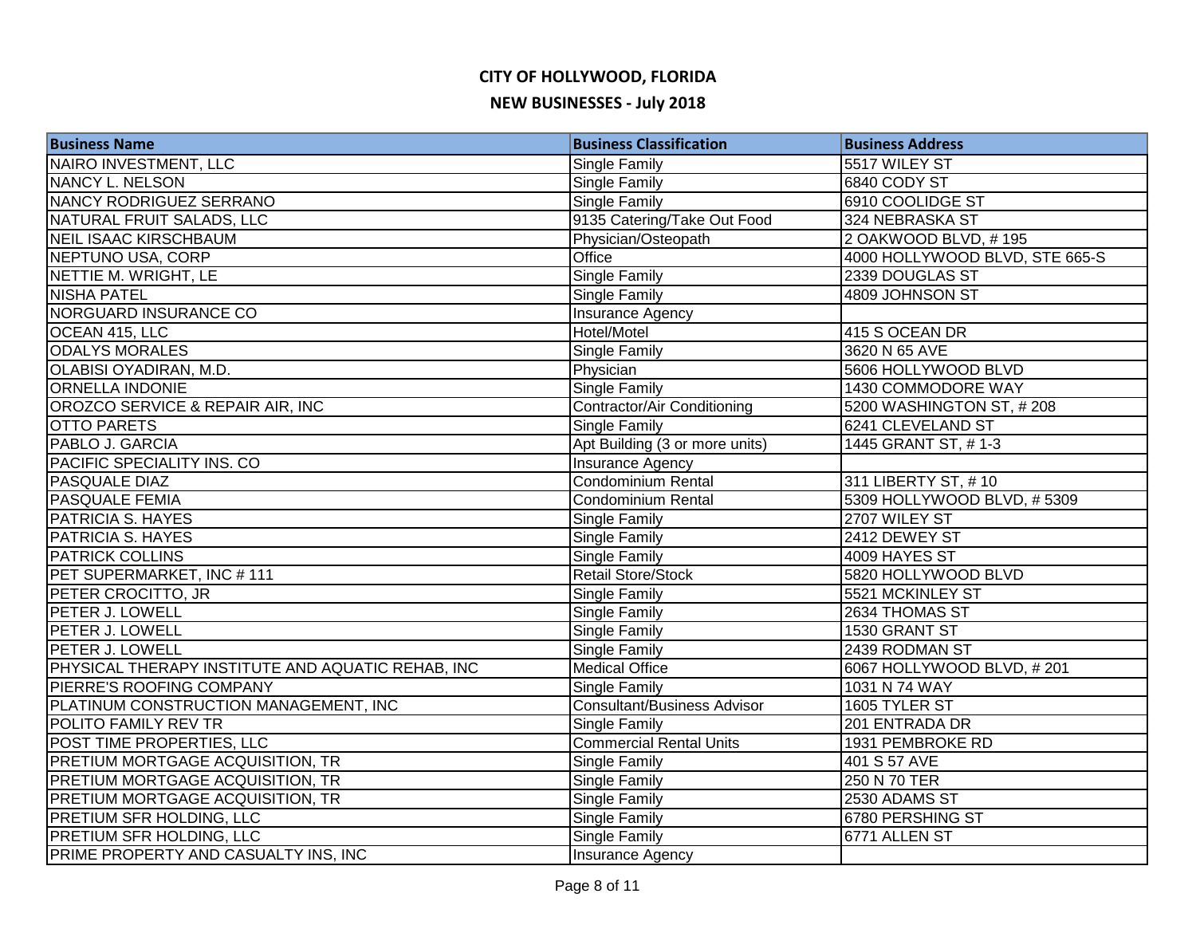# CITY OF HOLLYWOOD, FLORIDA

## NEW BUSINESSES - July 2018

| Business Name | Business Classification | Business Address |
|---|---|---|
| NAIRO INVESTMENT, LLC | Single Family | 5517 WILEY ST |
| NANCY L. NELSON | Single Family | 6840 CODY ST |
| NANCY RODRIGUEZ SERRANO | Single Family | 6910 COOLIDGE ST |
| NATURAL FRUIT SALADS, LLC | 9135 Catering/Take Out Food | 324 NEBRASKA ST |
| NEIL ISAAC KIRSCHBAUM | Physician/Osteopath | 2 OAKWOOD BLVD, # 195 |
| NEPTUNO USA, CORP | Office | 4000 HOLLYWOOD BLVD, STE 665-S |
| NETTIE M. WRIGHT, LE | Single Family | 2339 DOUGLAS ST |
| NISHA PATEL | Single Family | 4809 JOHNSON ST |
| NORGUARD INSURANCE CO | Insurance Agency | |
| OCEAN 415, LLC | Hotel/Motel | 415 S OCEAN DR |
| ODALYS MORALES | Single Family | 3620 N 65 AVE |
| OLABISI OYADIRAN, M.D. | Physician | 5606 HOLLYWOOD BLVD |
| ORNELLA INDONIE | Single Family | 1430 COMMODORE WAY |
| OROZCO SERVICE & REPAIR AIR, INC | Contractor/Air Conditioning | 5200 WASHINGTON ST, # 208 |
| OTTO PARETS | Single Family | 6241 CLEVELAND ST |
| PABLO J. GARCIA | Apt Building (3 or more units) | 1445 GRANT ST, # 1-3 |
| PACIFIC SPECIALITY INS. CO | Insurance Agency | |
| PASQUALE DIAZ | Condominium Rental | 311 LIBERTY ST, # 10 |
| PASQUALE FEMIA | Condominium Rental | 5309 HOLLYWOOD BLVD, # 5309 |
| PATRICIA S. HAYES | Single Family | 2707 WILEY ST |
| PATRICIA S. HAYES | Single Family | 2412 DEWEY ST |
| PATRICK COLLINS | Single Family | 4009 HAYES ST |
| PET SUPERMARKET, INC # 111 | Retail Store/Stock | 5820 HOLLYWOOD BLVD |
| PETER CROCITTO, JR | Single Family | 5521 MCKINLEY ST |
| PETER J. LOWELL | Single Family | 2634 THOMAS ST |
| PETER J. LOWELL | Single Family | 1530 GRANT ST |
| PETER J. LOWELL | Single Family | 2439 RODMAN ST |
| PHYSICAL THERAPY INSTITUTE AND AQUATIC REHAB, INC | Medical Office | 6067 HOLLYWOOD BLVD, # 201 |
| PIERRE'S ROOFING COMPANY | Single Family | 1031 N 74 WAY |
| PLATINUM CONSTRUCTION MANAGEMENT, INC | Consultant/Business Advisor | 1605 TYLER ST |
| POLITO FAMILY REV TR | Single Family | 201 ENTRADA DR |
| POST TIME PROPERTIES, LLC | Commercial Rental Units | 1931 PEMBROKE RD |
| PRETIUM MORTGAGE ACQUISITION, TR | Single Family | 401 S 57 AVE |
| PRETIUM MORTGAGE ACQUISITION, TR | Single Family | 250 N 70 TER |
| PRETIUM MORTGAGE ACQUISITION, TR | Single Family | 2530 ADAMS ST |
| PRETIUM SFR HOLDING, LLC | Single Family | 6780 PERSHING ST |
| PRETIUM SFR HOLDING, LLC | Single Family | 6771 ALLEN ST |
| PRIME PROPERTY AND CASUALTY INS, INC | Insurance Agency | |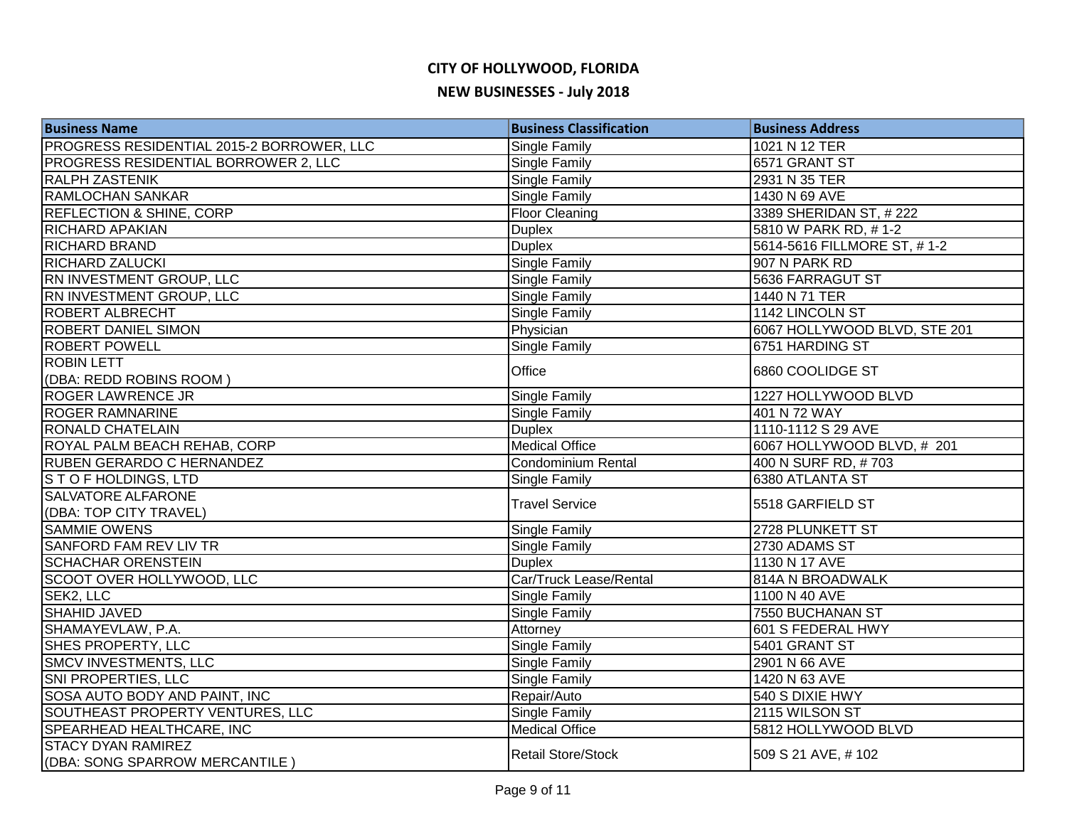# CITY OF HOLLYWOOD, FLORIDA

## NEW BUSINESSES - July 2018

| Business Name | Business Classification | Business Address |
|---|---|---|
| PROGRESS RESIDENTIAL 2015-2 BORROWER, LLC | Single Family | 1021 N 12 TER |
| PROGRESS RESIDENTIAL BORROWER 2, LLC | Single Family | 6571 GRANT ST |
| RALPH ZASTENIK | Single Family | 2931 N 35 TER |
| RAMLOCHAN SANKAR | Single Family | 1430 N 69 AVE |
| REFLECTION & SHINE, CORP | Floor Cleaning | 3389 SHERIDAN ST, # 222 |
| RICHARD APAKIAN | Duplex | 5810 W PARK RD, # 1-2 |
| RICHARD BRAND | Duplex | 5614-5616 FILLMORE ST, # 1-2 |
| RICHARD ZALUCKI | Single Family | 907 N PARK RD |
| RN INVESTMENT GROUP, LLC | Single Family | 5636 FARRAGUT ST |
| RN INVESTMENT GROUP, LLC | Single Family | 1440 N 71 TER |
| ROBERT ALBRECHT | Single Family | 1142 LINCOLN ST |
| ROBERT DANIEL SIMON | Physician | 6067 HOLLYWOOD BLVD, STE 201 |
| ROBERT POWELL | Single Family | 6751 HARDING ST |
| ROBIN LETT (DBA: REDD ROBINS ROOM ) | Office | 6860 COOLIDGE ST |
| ROGER LAWRENCE JR | Single Family | 1227 HOLLYWOOD BLVD |
| ROGER RAMNARINE | Single Family | 401 N 72 WAY |
| RONALD CHATELAIN | Duplex | 1110-1112 S 29 AVE |
| ROYAL PALM BEACH REHAB, CORP | Medical Office | 6067 HOLLYWOOD BLVD, # 201 |
| RUBEN GERARDO C HERNANDEZ | Condominium Rental | 400 N SURF RD, # 703 |
| S T O F HOLDINGS, LTD | Single Family | 6380 ATLANTA ST |
| SALVATORE ALFARONE (DBA: TOP CITY TRAVEL) | Travel Service | 5518 GARFIELD ST |
| SAMMIE OWENS | Single Family | 2728 PLUNKETT ST |
| SANFORD FAM REV LIV TR | Single Family | 2730 ADAMS ST |
| SCHACHAR ORENSTEIN | Duplex | 1130 N 17 AVE |
| SCOOT OVER HOLLYWOOD, LLC | Car/Truck Lease/Rental | 814A N BROADWALK |
| SEK2, LLC | Single Family | 1100 N 40 AVE |
| SHAHID JAVED | Single Family | 7550 BUCHANAN ST |
| SHAMAYEVLAW, P.A. | Attorney | 601 S FEDERAL HWY |
| SHES PROPERTY, LLC | Single Family | 5401 GRANT ST |
| SMCV INVESTMENTS, LLC | Single Family | 2901 N 66 AVE |
| SNI PROPERTIES, LLC | Single Family | 1420 N 63 AVE |
| SOSA AUTO BODY AND PAINT, INC | Repair/Auto | 540 S DIXIE HWY |
| SOUTHEAST PROPERTY VENTURES, LLC | Single Family | 2115 WILSON ST |
| SPEARHEAD HEALTHCARE, INC | Medical Office | 5812 HOLLYWOOD BLVD |
| STACY DYAN RAMIREZ (DBA: SONG SPARROW MERCANTILE ) | Retail Store/Stock | 509 S 21 AVE, # 102 |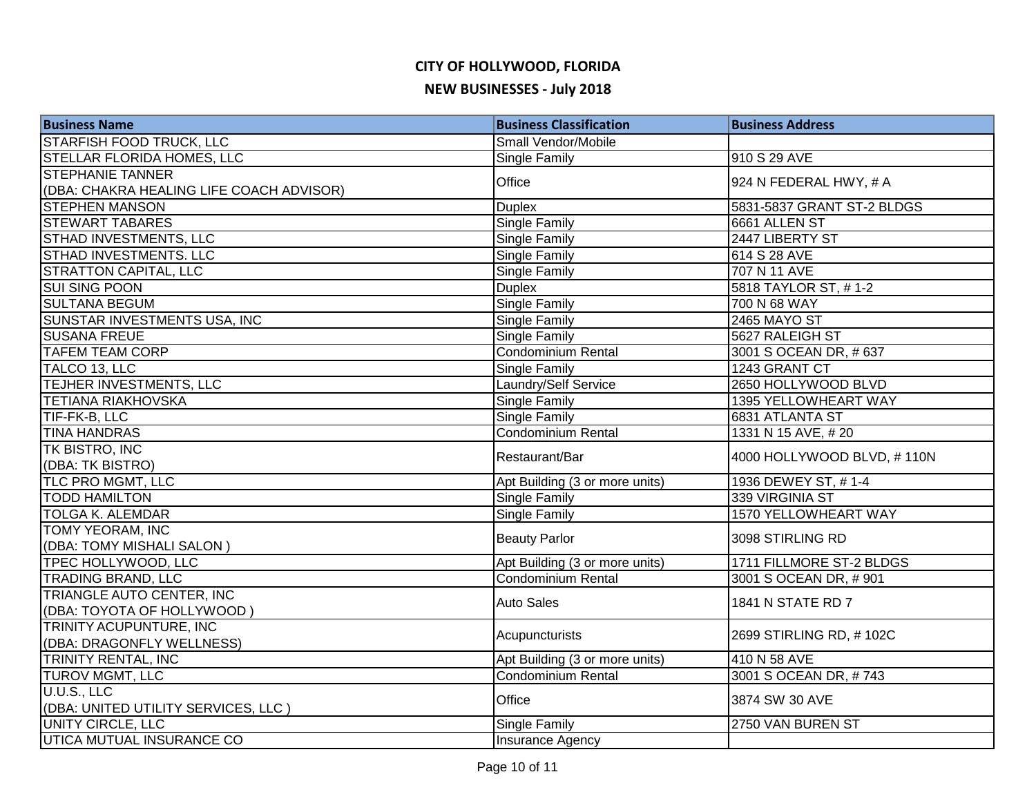# CITY OF HOLLYWOOD, FLORIDA

## NEW BUSINESSES - July 2018

| Business Name | Business Classification | Business Address |
|---|---|---|
| STARFISH FOOD TRUCK, LLC | Small Vendor/Mobile | |
| STELLAR FLORIDA HOMES, LLC | Single Family | 910 S 29 AVE |
| STEPHANIE TANNER (DBA: CHAKRA HEALING LIFE COACH ADVISOR) | Office | 924 N FEDERAL HWY, # A |
| STEPHEN MANSON | Duplex | 5831-5837 GRANT ST-2 BLDGS |
| STEWART TABARES | Single Family | 6661 ALLEN ST |
| STHAD INVESTMENTS, LLC | Single Family | 2447 LIBERTY ST |
| STHAD INVESTMENTS. LLC | Single Family | 614 S 28 AVE |
| STRATTON CAPITAL, LLC | Single Family | 707 N 11 AVE |
| SUI SING POON | Duplex | 5818 TAYLOR ST, # 1-2 |
| SULTANA BEGUM | Single Family | 700 N 68 WAY |
| SUNSTAR INVESTMENTS USA, INC | Single Family | 2465 MAYO ST |
| SUSANA FREUE | Single Family | 5627 RALEIGH ST |
| TAFEM TEAM CORP | Condominium Rental | 3001 S OCEAN DR, # 637 |
| TALCO 13, LLC | Single Family | 1243 GRANT CT |
| TEJHER INVESTMENTS, LLC | Laundry/Self Service | 2650 HOLLYWOOD BLVD |
| TETIANA RIAKHOVSKA | Single Family | 1395 YELLOWHEART WAY |
| TIF-FK-B, LLC | Single Family | 6831 ATLANTA ST |
| TINA HANDRAS | Condominium Rental | 1331 N 15 AVE, # 20 |
| TK BISTRO, INC (DBA: TK BISTRO) | Restaurant/Bar | 4000 HOLLYWOOD BLVD, # 110N |
| TLC PRO MGMT, LLC | Apt Building (3 or more units) | 1936 DEWEY ST, # 1-4 |
| TODD HAMILTON | Single Family | 339 VIRGINIA ST |
| TOLGA K. ALEMDAR | Single Family | 1570 YELLOWHEART WAY |
| TOMY YEORAM, INC (DBA: TOMY MISHALI SALON ) | Beauty Parlor | 3098 STIRLING RD |
| TPEC HOLLYWOOD, LLC | Apt Building (3 or more units) | 1711 FILLMORE ST-2 BLDGS |
| TRADING BRAND, LLC | Condominium Rental | 3001 S OCEAN DR, # 901 |
| TRIANGLE AUTO CENTER, INC (DBA: TOYOTA OF HOLLYWOOD ) | Auto Sales | 1841 N STATE RD 7 |
| TRINITY ACUPUNTURE, INC (DBA: DRAGONFLY WELLNESS) | Acupuncturists | 2699 STIRLING RD, # 102C |
| TRINITY RENTAL, INC | Apt Building (3 or more units) | 410 N 58 AVE |
| TUROV MGMT, LLC | Condominium Rental | 3001 S OCEAN DR, # 743 |
| U.U.S., LLC (DBA: UNITED UTILITY SERVICES, LLC ) | Office | 3874 SW 30 AVE |
| UNITY CIRCLE, LLC | Single Family | 2750 VAN BUREN ST |
| UTICA MUTUAL INSURANCE CO | Insurance Agency | |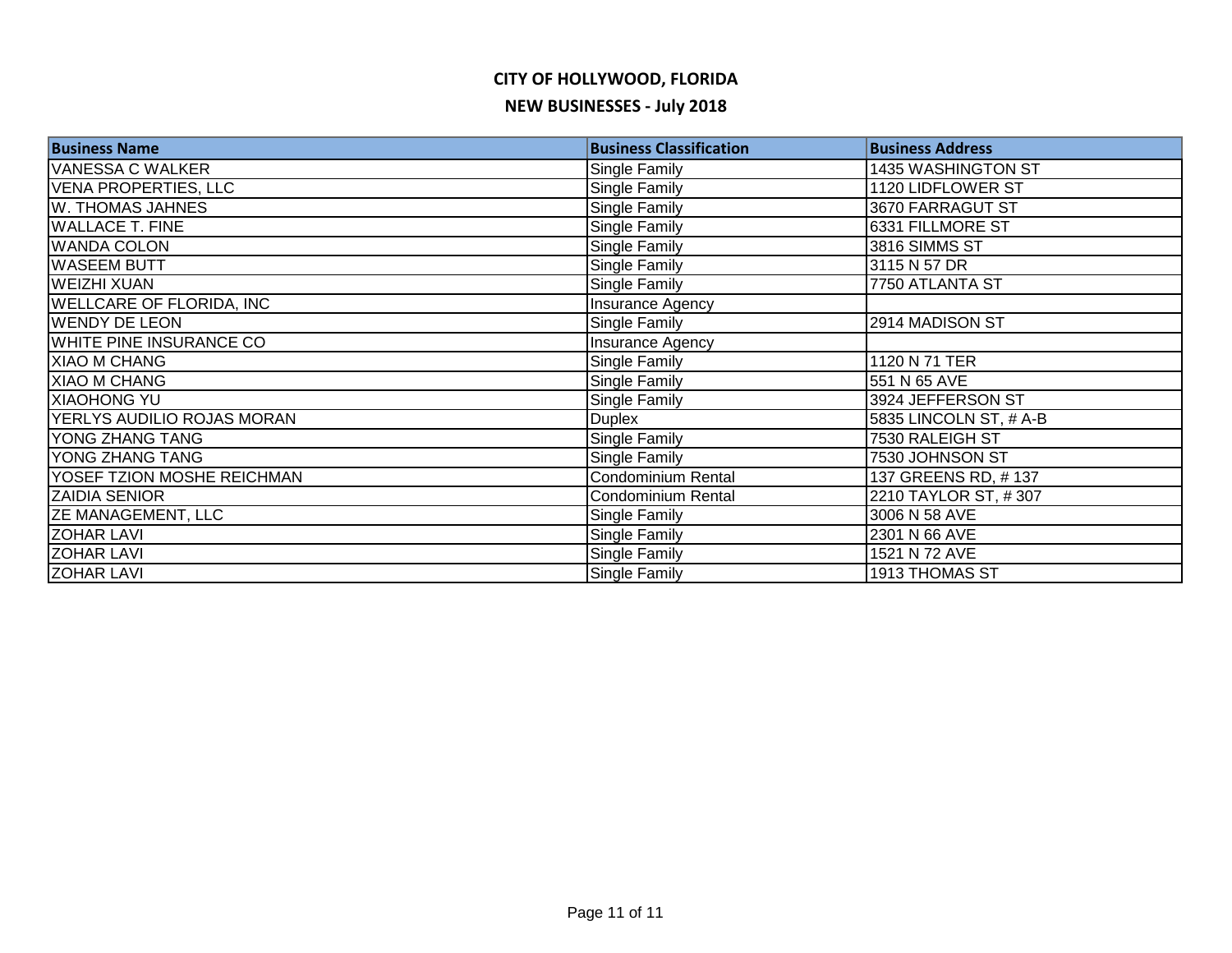# CITY OF HOLLYWOOD, FLORIDA

## NEW BUSINESSES - July 2018

| Business Name | Business Classification | Business Address |
|---|---|---|
| VANESSA C WALKER | Single Family | 1435 WASHINGTON ST |
| VENA PROPERTIES, LLC | Single Family | 1120 LIDFLOWER ST |
| W. THOMAS JAHNES | Single Family | 3670 FARRAGUT ST |
| WALLACE T. FINE | Single Family | 6331 FILLMORE ST |
| WANDA COLON | Single Family | 3816 SIMMS ST |
| WASEEM BUTT | Single Family | 3115 N 57 DR |
| WEIZHI XUAN | Single Family | 7750 ATLANTA ST |
| WELLCARE OF FLORIDA, INC | Insurance Agency | |
| WENDY DE LEON | Single Family | 2914 MADISON ST |
| WHITE PINE INSURANCE CO | Insurance Agency | |
| XIAO M CHANG | Single Family | 1120 N 71 TER |
| XIAO M CHANG | Single Family | 551 N 65 AVE |
| XIAOHONG YU | Single Family | 3924 JEFFERSON ST |
| YERLYS AUDILIO ROJAS MORAN | Duplex | 5835 LINCOLN ST, # A-B |
| YONG ZHANG TANG | Single Family | 7530 RALEIGH ST |
| YONG ZHANG TANG | Single Family | 7530 JOHNSON ST |
| YOSEF TZION MOSHE REICHMAN | Condominium Rental | 137 GREENS RD, # 137 |
| ZAIDIA SENIOR | Condominium Rental | 2210 TAYLOR ST, # 307 |
| ZE MANAGEMENT, LLC | Single Family | 3006 N 58 AVE |
| ZOHAR LAVI | Single Family | 2301 N 66 AVE |
| ZOHAR LAVI | Single Family | 1521 N 72 AVE |
| ZOHAR LAVI | Single Family | 1913 THOMAS ST |